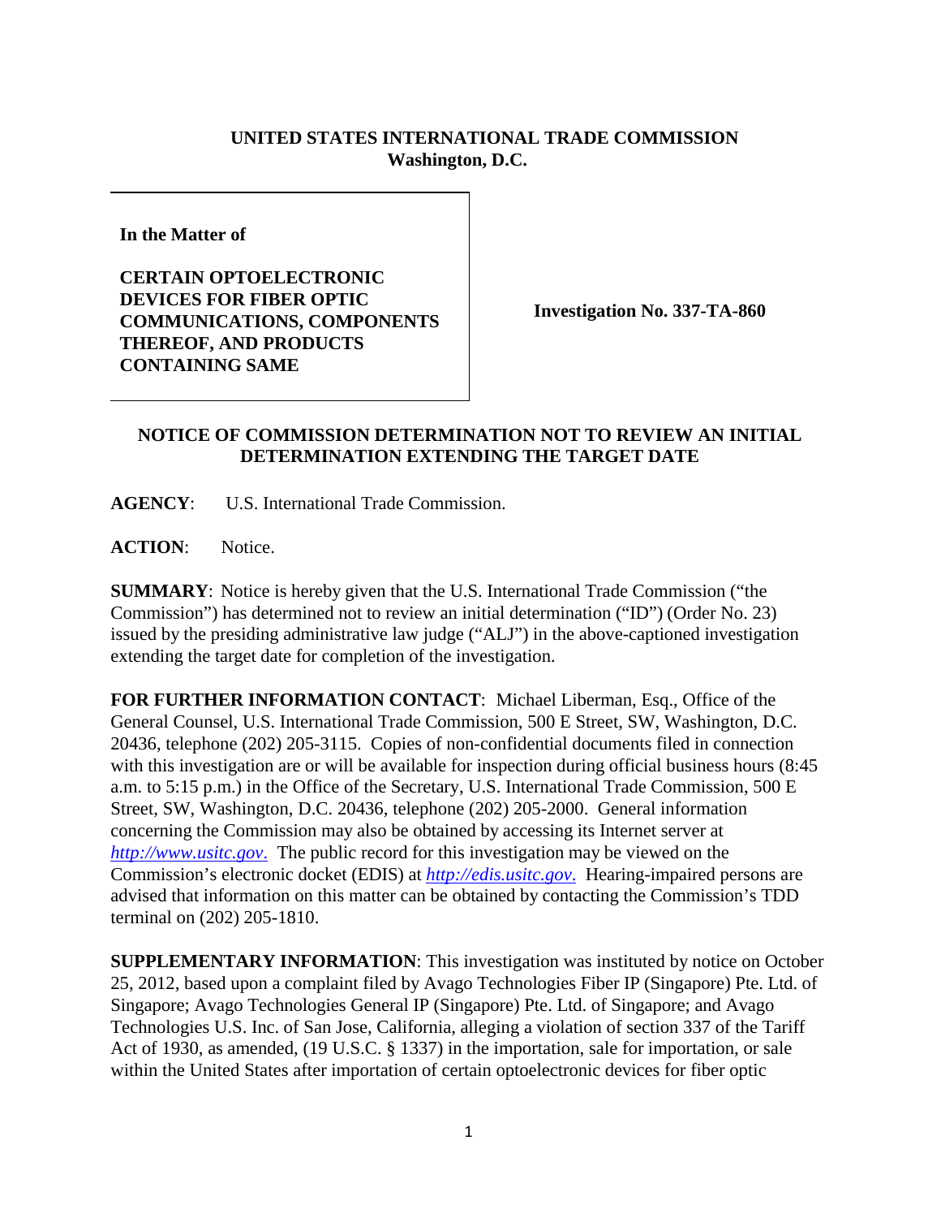**UNITED STATES INTERNATIONAL TRADE COMMISSION**
**Washington, D.C.**

| **In the Matter of**<br><br>**CERTAIN OPTOELECTRONIC DEVICES FOR FIBER OPTIC COMMUNICATIONS, COMPONENTS THEREOF, AND PRODUCTS CONTAINING SAME** | **Investigation No. 337-TA-860** |
|---|---|

**NOTICE OF COMMISSION DETERMINATION NOT TO REVIEW AN INITIAL DETERMINATION EXTENDING THE TARGET DATE**

**AGENCY**: U.S. International Trade Commission.

**ACTION**: Notice.

**SUMMARY**: Notice is hereby given that the U.S. International Trade Commission ("the Commission") has determined not to review an initial determination ("ID") (Order No. 23) issued by the presiding administrative law judge ("ALJ") in the above-captioned investigation extending the target date for completion of the investigation.

**FOR FURTHER INFORMATION CONTACT**: Michael Liberman, Esq., Office of the General Counsel, U.S. International Trade Commission, 500 E Street, SW, Washington, D.C. 20436, telephone (202) 205-3115. Copies of non-confidential documents filed in connection with this investigation are or will be available for inspection during official business hours (8:45 a.m. to 5:15 p.m.) in the Office of the Secretary, U.S. International Trade Commission, 500 E Street, SW, Washington, D.C. 20436, telephone (202) 205-2000. General information concerning the Commission may also be obtained by accessing its Internet server at *http://www.usitc.gov*. The public record for this investigation may be viewed on the Commission's electronic docket (EDIS) at *http://edis.usitc.gov*. Hearing-impaired persons are advised that information on this matter can be obtained by contacting the Commission's TDD terminal on (202) 205-1810.

**SUPPLEMENTARY INFORMATION**: This investigation was instituted by notice on October 25, 2012, based upon a complaint filed by Avago Technologies Fiber IP (Singapore) Pte. Ltd. of Singapore; Avago Technologies General IP (Singapore) Pte. Ltd. of Singapore; and Avago Technologies U.S. Inc. of San Jose, California, alleging a violation of section 337 of the Tariff Act of 1930, as amended, (19 U.S.C. § 1337) in the importation, sale for importation, or sale within the United States after importation of certain optoelectronic devices for fiber optic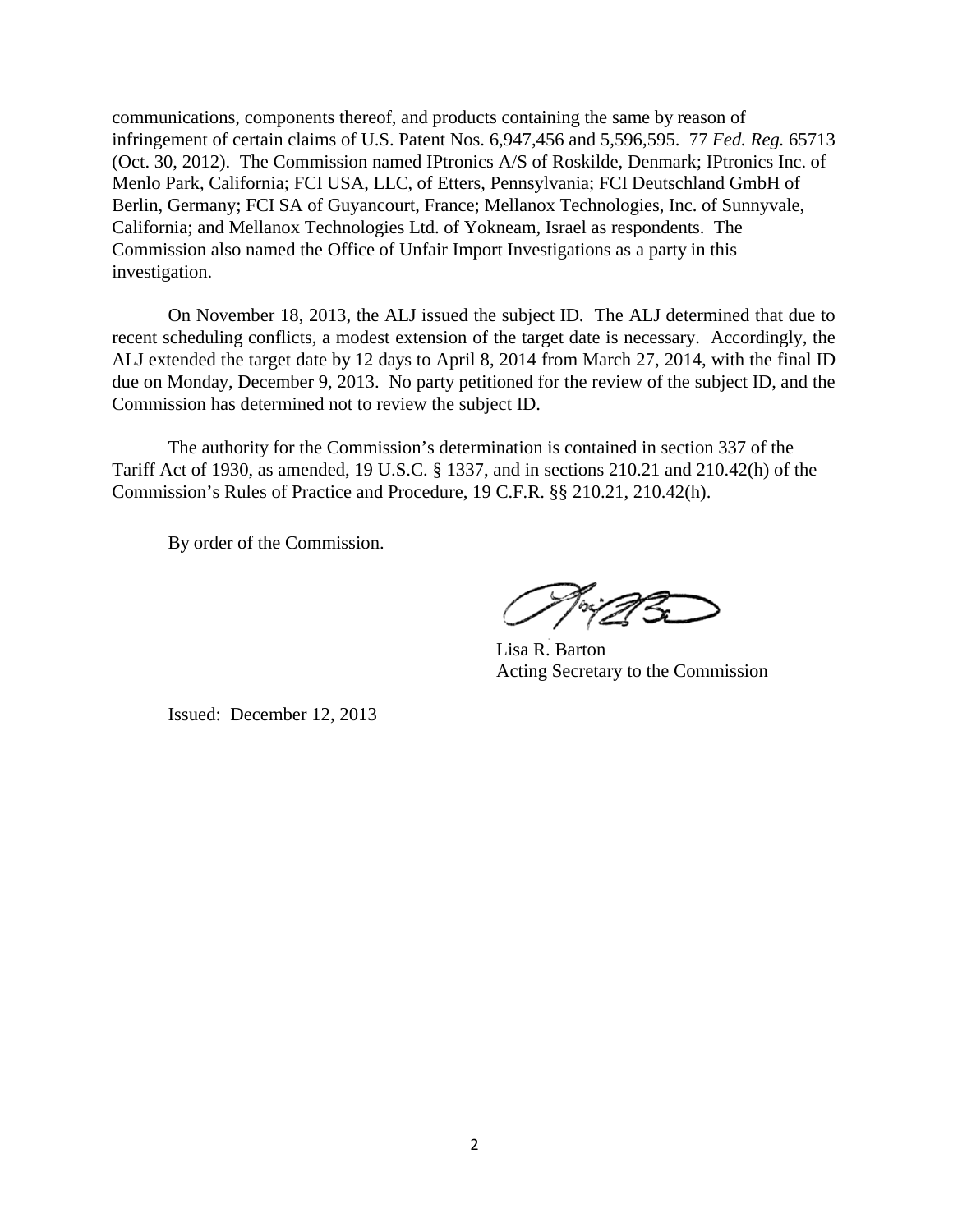communications, components thereof, and products containing the same by reason of infringement of certain claims of U.S. Patent Nos. 6,947,456 and 5,596,595. 77 *Fed. Reg.* 65713 (Oct. 30, 2012). The Commission named IPtronics A/S of Roskilde, Denmark; IPtronics Inc. of Menlo Park, California; FCI USA, LLC, of Etters, Pennsylvania; FCI Deutschland GmbH of Berlin, Germany; FCI SA of Guyancourt, France; Mellanox Technologies, Inc. of Sunnyvale, California; and Mellanox Technologies Ltd. of Yokneam, Israel as respondents. The Commission also named the Office of Unfair Import Investigations as a party in this investigation.

On November 18, 2013, the ALJ issued the subject ID. The ALJ determined that due to recent scheduling conflicts, a modest extension of the target date is necessary. Accordingly, the ALJ extended the target date by 12 days to April 8, 2014 from March 27, 2014, with the final ID due on Monday, December 9, 2013. No party petitioned for the review of the subject ID, and the Commission has determined not to review the subject ID.

The authority for the Commission's determination is contained in section 337 of the Tariff Act of 1930, as amended, 19 U.S.C. § 1337, and in sections 210.21 and 210.42(h) of the Commission's Rules of Practice and Procedure, 19 C.F.R. §§ 210.21, 210.42(h).

By order of the Commission.

Lisa R. Barton
Acting Secretary to the Commission

Issued: December 12, 2013